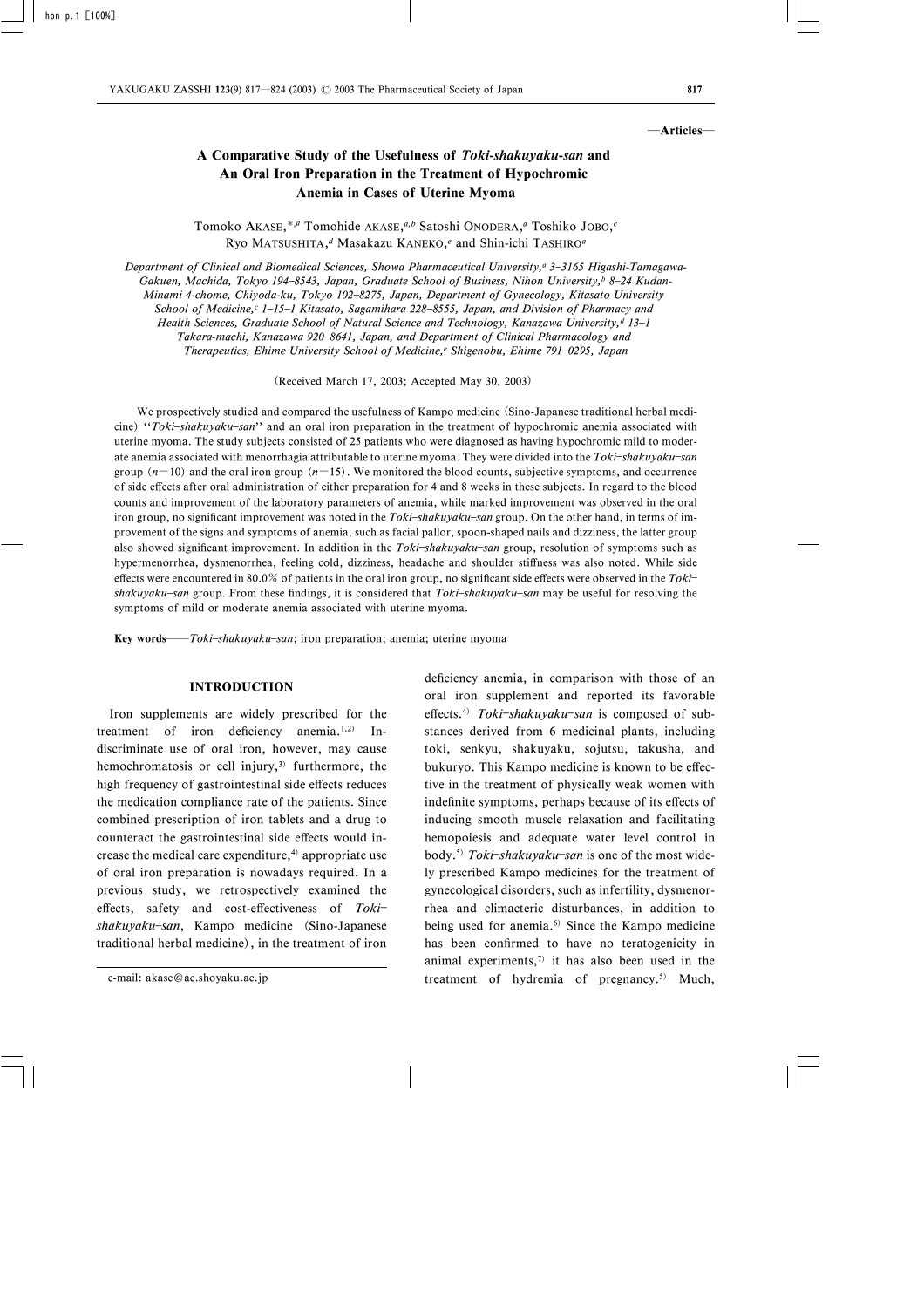—**Articles**—

# A Comparative Study of the Usefulness of *Toki-shakuyaku-san* and An Oral Iron Preparation in the Treatment of Hypochromic Anemia in Cases of Uterine Myoma

Tomoko AKASE,*[,a] Tomohide AKASE,[a,b] Satoshi ONODERA,[a] Toshiko JOBO,[c] Ryo MATSUSHITA,[d] Masakazu KANEKO,[e] and Shin-ichi TASHIRO[a]

*Department of Clinical and Biomedical Sciences, Showa Pharmaceutical University,[a] 3–3165 Higashi-Tamagawa-Gakuen, Machida, Tokyo 194–8543, Japan, Graduate School of Business, Nihon University,[b] 8–24 Kudan-Minami 4-chome, Chiyoda-ku, Tokyo 102–8275, Japan, Department of Gynecology, Kitasato University School of Medicine,[c] 1–15–1 Kitasato, Sagamihara 228–8555, Japan, and Division of Pharmacy and Health Sciences, Graduate School of Natural Science and Technology, Kanazawa University,[d] 13–1 Takara-machi, Kanazawa 920–8641, Japan, and Department of Clinical Pharmacology and Therapeutics, Ehime University School of Medicine,[e] Shigenobu, Ehime 791–0295, Japan*

(Received March 17, 2003; Accepted May 30, 2003)

We prospectively studied and compared the usefulness of Kampo medicine (Sino-Japanese traditional herbal medicine) ''*Toki–shakuyaku–san*'' and an oral iron preparation in the treatment of hypochromic anemia associated with uterine myoma. The study subjects consisted of 25 patients who were diagnosed as having hypochromic mild to moderate anemia associated with menorrhagia attributable to uterine myoma. They were divided into the *Toki–shakuyaku–san* group ($n=10$) and the oral iron group ($n=15$). We monitored the blood counts, subjective symptoms, and occurrence of side effects after oral administration of either preparation for 4 and 8 weeks in these subjects. In regard to the blood counts and improvement of the laboratory parameters of anemia, while marked improvement was observed in the oral iron group, no significant improvement was noted in the *Toki–shakuyaku–san* group. On the other hand, in terms of improvement of the signs and symptoms of anemia, such as facial pallor, spoon-shaped nails and dizziness, the latter group also showed significant improvement. In addition in the *Toki–shakuyaku–san* group, resolution of symptoms such as hypermenorrhea, dysmenorrhea, feeling cold, dizziness, headache and shoulder stiffness was also noted. While side effects were encountered in 80.0% of patients in the oral iron group, no significant side effects were observed in the *Toki–shakuyaku–san* group. From these findings, it is considered that *Toki–shakuyaku–san* may be useful for resolving the symptoms of mild or moderate anemia associated with uterine myoma.

**Key words**——*Toki–shakuyaku–san*; iron preparation; anemia; uterine myoma

## INTRODUCTION

Iron supplements are widely prescribed for the treatment of iron deficiency anemia.[1,2] Indiscriminate use of oral iron, however, may cause hemochromatosis or cell injury,[3] furthermore, the high frequency of gastrointestinal side effects reduces the medication compliance rate of the patients. Since combined prescription of iron tablets and a drug to counteract the gastrointestinal side effects would increase the medical care expenditure,[4] appropriate use of oral iron preparation is nowadays required. In a previous study, we retrospectively examined the effects, safety and cost-effectiveness of *Toki–shakuyaku–san*, Kampo medicine (Sino-Japanese traditional herbal medicine), in the treatment of iron deficiency anemia, in comparison with those of an oral iron supplement and reported its favorable effects.[4] *Toki–shakuyaku–san* is composed of substances derived from 6 medicinal plants, including toki, senkyu, shakuyaku, sojutsu, takusha, and bukuryo. This Kampo medicine is known to be effective in the treatment of physically weak women with indefinite symptoms, perhaps because of its effects of inducing smooth muscle relaxation and facilitating hemopoiesis and adequate water level control in body.[5] *Toki–shakuyaku–san* is one of the most widely prescribed Kampo medicines for the treatment of gynecological disorders, such as infertility, dysmenorrhea and climacteric disturbances, in addition to being used for anemia.[6] Since the Kampo medicine has been confirmed to have no teratogenicity in animal experiments,[7] it has also been used in the treatment of hydremia of pregnancy.[5] Much,

e-mail: akase@ac.shoyaku.ac.jp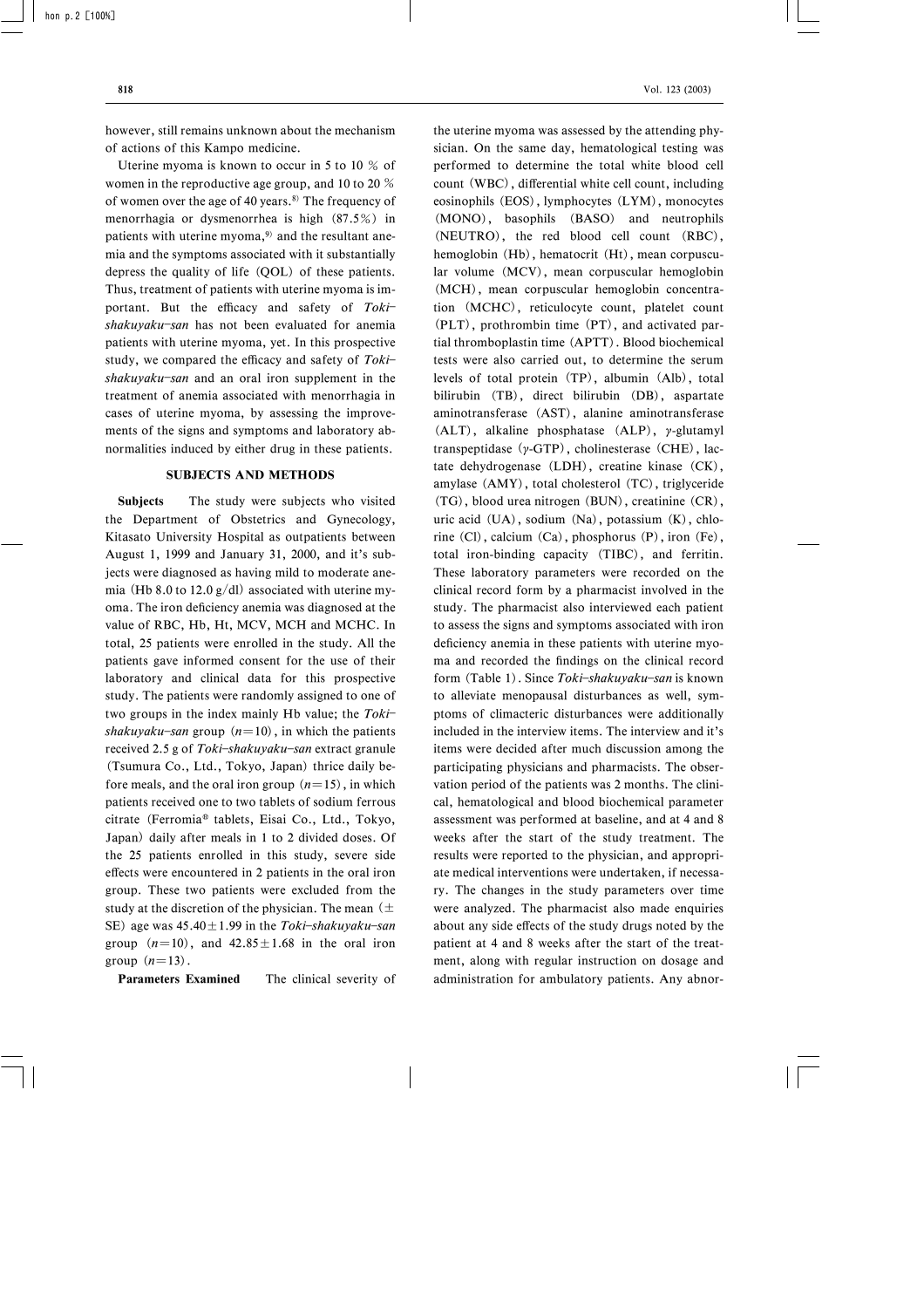however, still remains unknown about the mechanism of actions of this Kampo medicine.

Uterine myoma is known to occur in 5 to 10 % of women in the reproductive age group, and 10 to 20 % of women over the age of 40 years.[8] The frequency of menorrhagia or dysmenorrhea is high (87.5%) in patients with uterine myoma,[9] and the resultant anemia and the symptoms associated with it substantially depress the quality of life (QOL) of these patients. Thus, treatment of patients with uterine myoma is important. But the efficacy and safety of *Toki–shakuyaku–san* has not been evaluated for anemia patients with uterine myoma, yet. In this prospective study, we compared the efficacy and safety of *Toki–shakuyaku–san* and an oral iron supplement in the treatment of anemia associated with menorrhagia in cases of uterine myoma, by assessing the improvements of the signs and symptoms and laboratory abnormalities induced by either drug in these patients.

## SUBJECTS AND METHODS

**Subjects** The study were subjects who visited the Department of Obstetrics and Gynecology, Kitasato University Hospital as outpatients between August 1, 1999 and January 31, 2000, and it's subjects were diagnosed as having mild to moderate anemia (Hb 8.0 to 12.0 g/dl) associated with uterine myoma. The iron deficiency anemia was diagnosed at the value of RBC, Hb, Ht, MCV, MCH and MCHC. In total, 25 patients were enrolled in the study. All the patients gave informed consent for the use of their laboratory and clinical data for this prospective study. The patients were randomly assigned to one of two groups in the index mainly Hb value; the *Toki–shakuyaku–san* group ($n=10$), in which the patients received 2.5 g of *Toki–shakuyaku–san* extract granule (Tsumura Co., Ltd., Tokyo, Japan) thrice daily before meals, and the oral iron group ($n=15$), in which patients received one to two tablets of sodium ferrous citrate (Ferromia® tablets, Eisai Co., Ltd., Tokyo, Japan) daily after meals in 1 to 2 divided doses. Of the 25 patients enrolled in this study, severe side effects were encountered in 2 patients in the oral iron group. These two patients were excluded from the study at the discretion of the physician. The mean ($\pm$ SE) age was $45.40\pm1.99$ in the *Toki–shakuyaku–san* group ($n=10$), and $42.85\pm1.68$ in the oral iron group ($n=13$).

**Parameters Examined** The clinical severity of the uterine myoma was assessed by the attending physician. On the same day, hematological testing was performed to determine the total white blood cell count (WBC), differential white cell count, including eosinophils (EOS), lymphocytes (LYM), monocytes (MONO), basophils (BASO) and neutrophils (NEUTRO), the red blood cell count (RBC), hemoglobin (Hb), hematocrit (Ht), mean corpuscular volume (MCV), mean corpuscular hemoglobin (MCH), mean corpuscular hemoglobin concentration (MCHC), reticulocyte count, platelet count (PLT), prothrombin time (PT), and activated partial thromboplastin time (APTT). Blood biochemical tests were also carried out, to determine the serum levels of total protein (TP), albumin (Alb), total bilirubin (TB), direct bilirubin (DB), aspartate aminotransferase (AST), alanine aminotransferase (ALT), alkaline phosphatase (ALP), $\gamma$-glutamyl transpeptidase ($\gamma$-GTP), cholinesterase (CHE), lactate dehydrogenase (LDH), creatine kinase (CK), amylase (AMY), total cholesterol (TC), triglyceride (TG), blood urea nitrogen (BUN), creatinine (CR), uric acid (UA), sodium (Na), potassium (K), chlorine (Cl), calcium (Ca), phosphorus (P), iron (Fe), total iron-binding capacity (TIBC), and ferritin. These laboratory parameters were recorded on the clinical record form by a pharmacist involved in the study. The pharmacist also interviewed each patient to assess the signs and symptoms associated with iron deficiency anemia in these patients with uterine myoma and recorded the findings on the clinical record form (Table 1). Since *Toki–shakuyaku–san* is known to alleviate menopausal disturbances as well, symptoms of climacteric disturbances were additionally included in the interview items. The interview and it's items were decided after much discussion among the participating physicians and pharmacists. The observation period of the patients was 2 months. The clinical, hematological and blood biochemical parameter assessment was performed at baseline, and at 4 and 8 weeks after the start of the study treatment. The results were reported to the physician, and appropriate medical interventions were undertaken, if necessary. The changes in the study parameters over time were analyzed. The pharmacist also made enquiries about any side effects of the study drugs noted by the patient at 4 and 8 weeks after the start of the treatment, along with regular instruction on dosage and administration for ambulatory patients. Any abnor-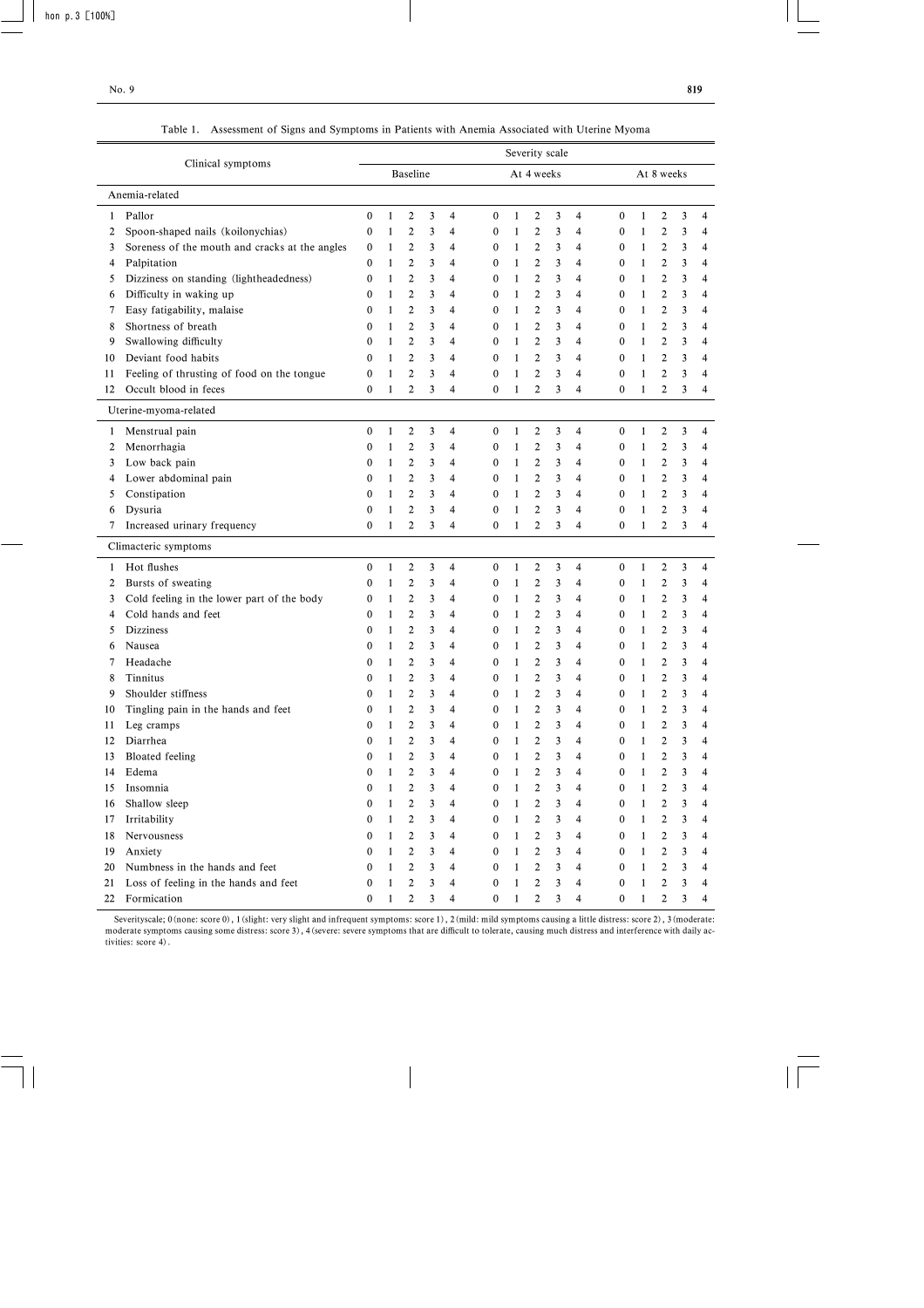Table 1. Assessment of Signs and Symptoms in Patients with Anemia Associated with Uterine Myoma

| Clinical symptoms | | Severity scale | | | | | | | | | | | | | | |
|---|---|---|---|---|---|---|---|---|---|---|---|---|---|---|---|---|
| | | Baseline | | | | | At 4 weeks | | | | | At 8 weeks | | | | |
| **Anemia-related** | | | | | | | | | | | | | | | | |
| 1 | Pallor | 0 | 1 | 2 | 3 | 4 | 0 | 1 | 2 | 3 | 4 | 0 | 1 | 2 | 3 | 4 |
| 2 | Spoon-shaped nails (koilonychias) | 0 | 1 | 2 | 3 | 4 | 0 | 1 | 2 | 3 | 4 | 0 | 1 | 2 | 3 | 4 |
| 3 | Soreness of the mouth and cracks at the angles | 0 | 1 | 2 | 3 | 4 | 0 | 1 | 2 | 3 | 4 | 0 | 1 | 2 | 3 | 4 |
| 4 | Palpitation | 0 | 1 | 2 | 3 | 4 | 0 | 1 | 2 | 3 | 4 | 0 | 1 | 2 | 3 | 4 |
| 5 | Dizziness on standing (lightheadedness) | 0 | 1 | 2 | 3 | 4 | 0 | 1 | 2 | 3 | 4 | 0 | 1 | 2 | 3 | 4 |
| 6 | Difficulty in waking up | 0 | 1 | 2 | 3 | 4 | 0 | 1 | 2 | 3 | 4 | 0 | 1 | 2 | 3 | 4 |
| 7 | Easy fatigability, malaise | 0 | 1 | 2 | 3 | 4 | 0 | 1 | 2 | 3 | 4 | 0 | 1 | 2 | 3 | 4 |
| 8 | Shortness of breath | 0 | 1 | 2 | 3 | 4 | 0 | 1 | 2 | 3 | 4 | 0 | 1 | 2 | 3 | 4 |
| 9 | Swallowing difficulty | 0 | 1 | 2 | 3 | 4 | 0 | 1 | 2 | 3 | 4 | 0 | 1 | 2 | 3 | 4 |
| 10 | Deviant food habits | 0 | 1 | 2 | 3 | 4 | 0 | 1 | 2 | 3 | 4 | 0 | 1 | 2 | 3 | 4 |
| 11 | Feeling of thrusting of food on the tongue | 0 | 1 | 2 | 3 | 4 | 0 | 1 | 2 | 3 | 4 | 0 | 1 | 2 | 3 | 4 |
| 12 | Occult blood in feces | 0 | 1 | 2 | 3 | 4 | 0 | 1 | 2 | 3 | 4 | 0 | 1 | 2 | 3 | 4 |
| **Uterine-myoma-related** | | | | | | | | | | | | | | | | |
| 1 | Menstrual pain | 0 | 1 | 2 | 3 | 4 | 0 | 1 | 2 | 3 | 4 | 0 | 1 | 2 | 3 | 4 |
| 2 | Menorrhagia | 0 | 1 | 2 | 3 | 4 | 0 | 1 | 2 | 3 | 4 | 0 | 1 | 2 | 3 | 4 |
| 3 | Low back pain | 0 | 1 | 2 | 3 | 4 | 0 | 1 | 2 | 3 | 4 | 0 | 1 | 2 | 3 | 4 |
| 4 | Lower abdominal pain | 0 | 1 | 2 | 3 | 4 | 0 | 1 | 2 | 3 | 4 | 0 | 1 | 2 | 3 | 4 |
| 5 | Constipation | 0 | 1 | 2 | 3 | 4 | 0 | 1 | 2 | 3 | 4 | 0 | 1 | 2 | 3 | 4 |
| 6 | Dysuria | 0 | 1 | 2 | 3 | 4 | 0 | 1 | 2 | 3 | 4 | 0 | 1 | 2 | 3 | 4 |
| 7 | Increased urinary frequency | 0 | 1 | 2 | 3 | 4 | 0 | 1 | 2 | 3 | 4 | 0 | 1 | 2 | 3 | 4 |
| **Climacteric symptoms** | | | | | | | | | | | | | | | | |
| 1 | Hot flushes | 0 | 1 | 2 | 3 | 4 | 0 | 1 | 2 | 3 | 4 | 0 | 1 | 2 | 3 | 4 |
| 2 | Bursts of sweating | 0 | 1 | 2 | 3 | 4 | 0 | 1 | 2 | 3 | 4 | 0 | 1 | 2 | 3 | 4 |
| 3 | Cold feeling in the lower part of the body | 0 | 1 | 2 | 3 | 4 | 0 | 1 | 2 | 3 | 4 | 0 | 1 | 2 | 3 | 4 |
| 4 | Cold hands and feet | 0 | 1 | 2 | 3 | 4 | 0 | 1 | 2 | 3 | 4 | 0 | 1 | 2 | 3 | 4 |
| 5 | Dizziness | 0 | 1 | 2 | 3 | 4 | 0 | 1 | 2 | 3 | 4 | 0 | 1 | 2 | 3 | 4 |
| 6 | Nausea | 0 | 1 | 2 | 3 | 4 | 0 | 1 | 2 | 3 | 4 | 0 | 1 | 2 | 3 | 4 |
| 7 | Headache | 0 | 1 | 2 | 3 | 4 | 0 | 1 | 2 | 3 | 4 | 0 | 1 | 2 | 3 | 4 |
| 8 | Tinnitus | 0 | 1 | 2 | 3 | 4 | 0 | 1 | 2 | 3 | 4 | 0 | 1 | 2 | 3 | 4 |
| 9 | Shoulder stiffness | 0 | 1 | 2 | 3 | 4 | 0 | 1 | 2 | 3 | 4 | 0 | 1 | 2 | 3 | 4 |
| 10 | Tingling pain in the hands and feet | 0 | 1 | 2 | 3 | 4 | 0 | 1 | 2 | 3 | 4 | 0 | 1 | 2 | 3 | 4 |
| 11 | Leg cramps | 0 | 1 | 2 | 3 | 4 | 0 | 1 | 2 | 3 | 4 | 0 | 1 | 2 | 3 | 4 |
| 12 | Diarrhea | 0 | 1 | 2 | 3 | 4 | 0 | 1 | 2 | 3 | 4 | 0 | 1 | 2 | 3 | 4 |
| 13 | Bloated feeling | 0 | 1 | 2 | 3 | 4 | 0 | 1 | 2 | 3 | 4 | 0 | 1 | 2 | 3 | 4 |
| 14 | Edema | 0 | 1 | 2 | 3 | 4 | 0 | 1 | 2 | 3 | 4 | 0 | 1 | 2 | 3 | 4 |
| 15 | Insomnia | 0 | 1 | 2 | 3 | 4 | 0 | 1 | 2 | 3 | 4 | 0 | 1 | 2 | 3 | 4 |
| 16 | Shallow sleep | 0 | 1 | 2 | 3 | 4 | 0 | 1 | 2 | 3 | 4 | 0 | 1 | 2 | 3 | 4 |
| 17 | Irritability | 0 | 1 | 2 | 3 | 4 | 0 | 1 | 2 | 3 | 4 | 0 | 1 | 2 | 3 | 4 |
| 18 | Nervousness | 0 | 1 | 2 | 3 | 4 | 0 | 1 | 2 | 3 | 4 | 0 | 1 | 2 | 3 | 4 |
| 19 | Anxiety | 0 | 1 | 2 | 3 | 4 | 0 | 1 | 2 | 3 | 4 | 0 | 1 | 2 | 3 | 4 |
| 20 | Numbness in the hands and feet | 0 | 1 | 2 | 3 | 4 | 0 | 1 | 2 | 3 | 4 | 0 | 1 | 2 | 3 | 4 |
| 21 | Loss of feeling in the hands and feet | 0 | 1 | 2 | 3 | 4 | 0 | 1 | 2 | 3 | 4 | 0 | 1 | 2 | 3 | 4 |
| 22 | Formication | 0 | 1 | 2 | 3 | 4 | 0 | 1 | 2 | 3 | 4 | 0 | 1 | 2 | 3 | 4 |

Severityscale; 0 (none: score 0), 1 (slight: very slight and infrequent symptoms: score 1), 2 (mild: mild symptoms causing a little distress: score 2), 3 (moderate: moderate symptoms causing some distress: score 3), 4 (severe: severe symptoms that are difficult to tolerate, causing much distress and interference with daily activities: score 4).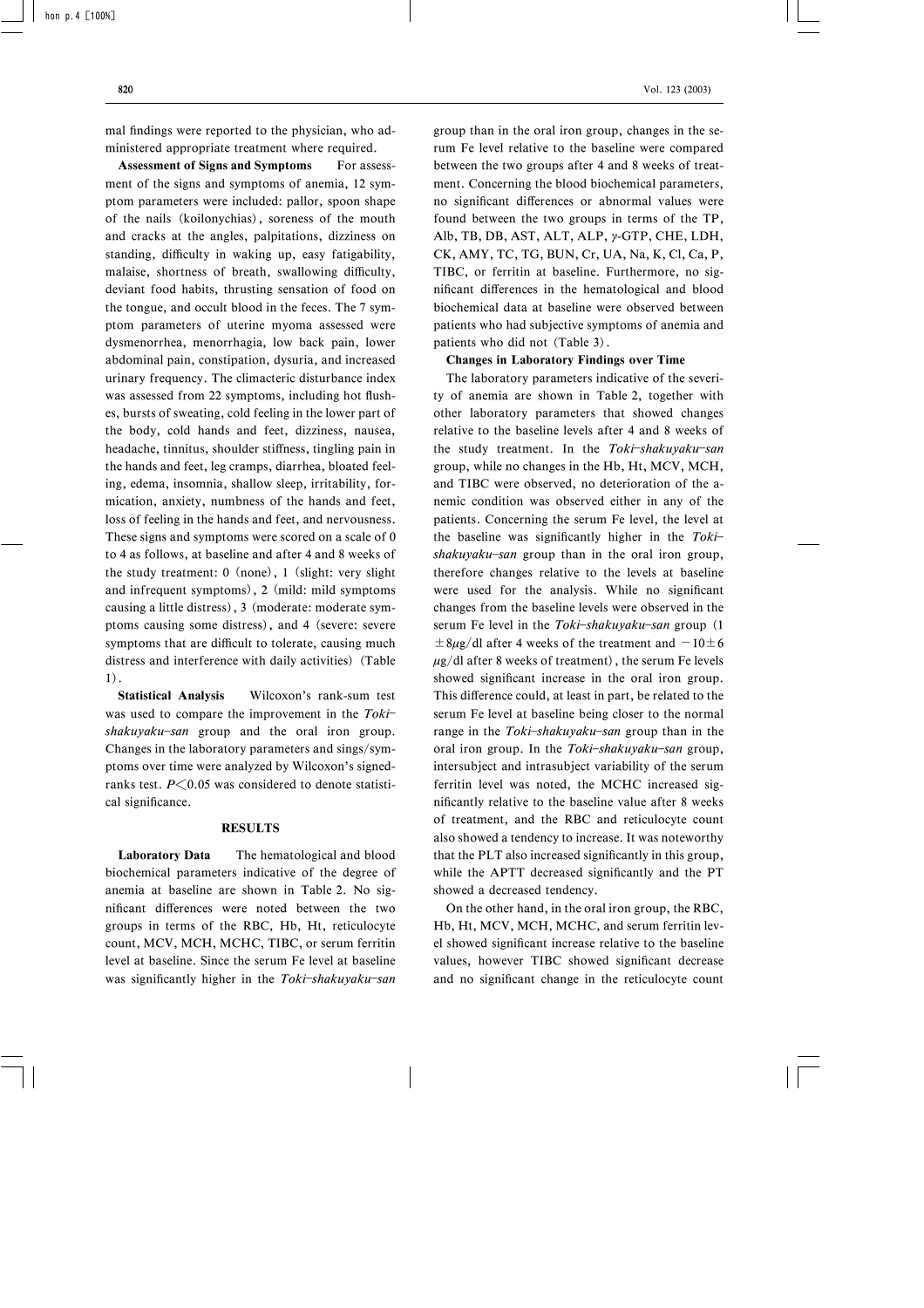mal findings were reported to the physician, who administered appropriate treatment where required.

**Assessment of Signs and Symptoms** For assessment of the signs and symptoms of anemia, 12 symptom parameters were included: pallor, spoon shape of the nails (koilonychias), soreness of the mouth and cracks at the angles, palpitations, dizziness on standing, difficulty in waking up, easy fatigability, malaise, shortness of breath, swallowing difficulty, deviant food habits, thrusting sensation of food on the tongue, and occult blood in the feces. The 7 symptom parameters of uterine myoma assessed were dysmenorrhea, menorrhagia, low back pain, lower abdominal pain, constipation, dysuria, and increased urinary frequency. The climacteric disturbance index was assessed from 22 symptoms, including hot flushes, bursts of sweating, cold feeling in the lower part of the body, cold hands and feet, dizziness, nausea, headache, tinnitus, shoulder stiffness, tingling pain in the hands and feet, leg cramps, diarrhea, bloated feeling, edema, insomnia, shallow sleep, irritability, formication, anxiety, numbness of the hands and feet, loss of feeling in the hands and feet, and nervousness. These signs and symptoms were scored on a scale of 0 to 4 as follows, at baseline and after 4 and 8 weeks of the study treatment: 0 (none), 1 (slight: very slight and infrequent symptoms), 2 (mild: mild symptoms causing a little distress), 3 (moderate: moderate symptoms causing some distress), and 4 (severe: severe symptoms that are difficult to tolerate, causing much distress and interference with daily activities) (Table 1).

**Statistical Analysis** Wilcoxon's rank-sum test was used to compare the improvement in the *Toki-shakuyaku-san* group and the oral iron group. Changes in the laboratory parameters and sings/symptoms over time were analyzed by Wilcoxon's signed-ranks test. $P<0.05$ was considered to denote statistical significance.

## RESULTS

**Laboratory Data** The hematological and blood biochemical parameters indicative of the degree of anemia at baseline are shown in Table 2. No significant differences were noted between the two groups in terms of the RBC, Hb, Ht, reticulocyte count, MCV, MCH, MCHC, TIBC, or serum ferritin level at baseline. Since the serum Fe level at baseline was significantly higher in the *Toki-shakuyaku-san* group than in the oral iron group, changes in the serum Fe level relative to the baseline were compared between the two groups after 4 and 8 weeks of treatment. Concerning the blood biochemical parameters, no significant differences or abnormal values were found between the two groups in terms of the TP, Alb, TB, DB, AST, ALT, ALP, $\gamma$-GTP, CHE, LDH, CK, AMY, TC, TG, BUN, Cr, UA, Na, K, Cl, Ca, P, TIBC, or ferritin at baseline. Furthermore, no significant differences in the hematological and blood biochemical data at baseline were observed between patients who had subjective symptoms of anemia and patients who did not (Table 3).

**Changes in Laboratory Findings over Time**

The laboratory parameters indicative of the severity of anemia are shown in Table 2, together with other laboratory parameters that showed changes relative to the baseline levels after 4 and 8 weeks of the study treatment. In the *Toki-shakuyaku-san* group, while no changes in the Hb, Ht, MCV, MCH, and TIBC were observed, no deterioration of the anemic condition was observed either in any of the patients. Concerning the serum Fe level, the level at the baseline was significantly higher in the *Toki-shakuyaku-san* group than in the oral iron group, therefore changes relative to the levels at baseline were used for the analysis. While no significant changes from the baseline levels were observed in the serum Fe level in the *Toki-shakuyaku-san* group ($1\pm8\mu$g/dl after 4 weeks of the treatment and $-10\pm6$ $\mu$g/dl after 8 weeks of treatment), the serum Fe levels showed significant increase in the oral iron group. This difference could, at least in part, be related to the serum Fe level at baseline being closer to the normal range in the *Toki-shakuyaku-san* group than in the oral iron group. In the *Toki-shakuyaku-san* group, intersubject and intrasubject variability of the serum ferritin level was noted, the MCHC increased significantly relative to the baseline value after 8 weeks of treatment, and the RBC and reticulocyte count also showed a tendency to increase. It was noteworthy that the PLT also increased significantly in this group, while the APTT decreased significantly and the PT showed a decreased tendency.

On the other hand, in the oral iron group, the RBC, Hb, Ht, MCV, MCH, MCHC, and serum ferritin level showed significant increase relative to the baseline values, however TIBC showed significant decrease and no significant change in the reticulocyte count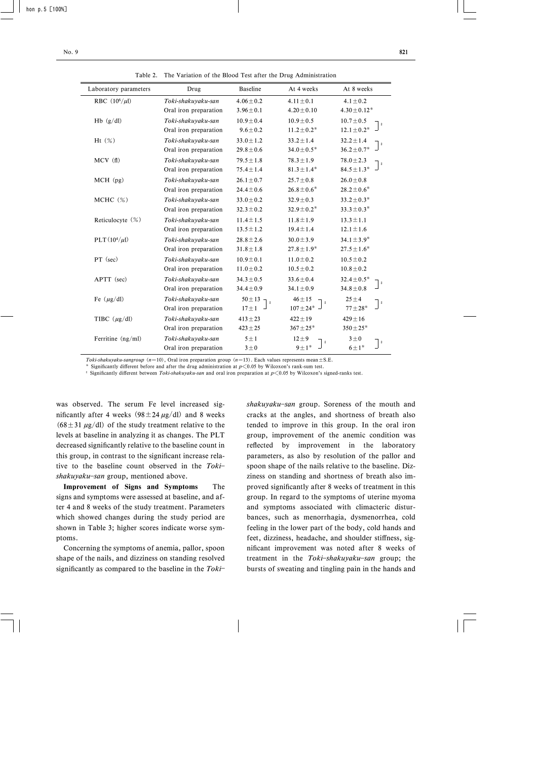Table 2. The Variation of the Blood Test after the Drug Administration

| Laboratory parameters | Drug | Baseline | At 4 weeks | At 8 weeks |
|---|---|---|---|---|
| RBC ($10^6/\mu l$) | *Toki-shakuyaku-san* | $4.06\pm0.2$ | $4.11\pm0.1$ | $4.1\pm0.2$ |
| | Oral iron preparation | $3.96\pm0.1$ | $4.20\pm0.10$ | $4.30\pm0.12$* |
| Hb (g/dl) | *Toki-shakuyaku-san* | $10.9\pm0.4$ | $10.9\pm0.5$ | $10.7\pm0.5$ ‡ |
| | Oral iron preparation | $9.6\pm0.2$ | $11.2\pm0.2$* | $12.1\pm0.2$* ‡ |
| Ht (%) | *Toki-shakuyaku-san* | $33.0\pm1.2$ | $33.2\pm1.4$ | $32.2\pm1.4$ ‡ |
| | Oral iron preparation | $29.8\pm0.6$ | $34.0\pm0.5$* | $36.2\pm0.7$* ‡ |
| MCV (fl) | *Toki-shakuyaku-san* | $79.5\pm1.8$ | $78.3\pm1.9$ | $78.0\pm2.3$ ‡ |
| | Oral iron preparation | $75.4\pm1.4$ | $81.3\pm1.4$* | $84.5\pm1.3$* ‡ |
| MCH (pg) | *Toki-shakuyaku-san* | $26.1\pm0.7$ | $25.7\pm0.8$ | $26.0\pm0.8$ |
| | Oral iron preparation | $24.4\pm0.6$ | $26.8\pm0.6$* | $28.2\pm0.6$* |
| MCHC (%) | *Toki-shakuyaku-san* | $33.0\pm0.2$ | $32.9\pm0.3$ | $33.2\pm0.3$* |
| | Oral iron preparation | $32.3\pm0.2$ | $32.9\pm0.2$* | $33.3\pm0.3$* |
| Reticulocyte (%) | *Toki-shakuyaku-san* | $11.4\pm1.5$ | $11.8\pm1.9$ | $13.3\pm1.1$ |
| | Oral iron preparation | $13.5\pm1.2$ | $19.4\pm1.4$ | $12.1\pm1.6$ |
| PLT ($10^4/\mu l$) | *Toki-shakuyaku-san* | $28.8\pm2.6$ | $30.0\pm3.9$ | $34.1\pm3.9$* |
| | Oral iron preparation | $31.8\pm1.8$ | $27.8\pm1.9$* | $27.5\pm1.6$* |
| PT (sec) | *Toki-shakuyaku-san* | $10.9\pm0.1$ | $11.0\pm0.2$ | $10.5\pm0.2$ |
| | Oral iron preparation | $11.0\pm0.2$ | $10.5\pm0.2$ | $10.8\pm0.2$ |
| APTT (sec) | *Toki-shakuyaku-san* | $34.3\pm0.5$ | $33.6\pm0.4$ | $32.4\pm0.5$* ‡ |
| | Oral iron preparation | $34.4\pm0.9$ | $34.1\pm0.9$ | $34.8\pm0.8$ ‡ |
| Fe ($\mu$g/dl) | *Toki-shakuyaku-san* | $50\pm13$ ‡ | $46\pm15$ ‡ | $25\pm4$ ‡ |
| | Oral iron preparation | $17\pm1$ ‡ | $107\pm24$* ‡ | $77\pm28$* ‡ |
| TIBC ($\mu$g/dl) | *Toki-shakuyaku-san* | $413\pm23$ | $422\pm19$ | $429\pm16$ |
| | Oral iron preparation | $423\pm25$ | $367\pm25$* | $350\pm25$* |
| Ferritine (ng/ml) | *Toki-shakuyaku-san* | $5\pm1$ | $12\pm9$ ‡ | $3\pm0$ ‡ |
| | Oral iron preparation | $3\pm0$ | $9\pm1$* ‡ | $6\pm1$* ‡ |

*Toki-shakuyaku-sangroup* ($n=10$), Oral iron preparation group ($n=13$). Each values represents mean ± S.E.
\* Significantly different before and after the drug administration at $p<0.05$ by Wilcoxon's rank-sum test.
‡ Significantly different between *Toki-shakuyaku-san* and oral iron preparation at $p<0.05$ by Wilcoxon's signed-ranks test.

was observed. The serum Fe level increased significantly after 4 weeks ($98\pm24$ $\mu$g/dl) and 8 weeks ($68\pm31$ $\mu$g/dl) of the study treatment relative to the levels at baseline in analyzing it as changes. The PLT decreased significantly relative to the baseline count in this group, in contrast to the significant increase relative to the baseline count observed in the *Toki–shakuyaku–san* group, mentioned above.

**Improvement of Signs and Symptoms** The signs and symptoms were assessed at baseline, and after 4 and 8 weeks of the study treatment. Parameters which showed changes during the study period are shown in Table 3; higher scores indicate worse symptoms.

Concerning the symptoms of anemia, pallor, spoon shape of the nails, and dizziness on standing resolved significantly as compared to the baseline in the *Toki–shakuyaku–san* group. Soreness of the mouth and cracks at the angles, and shortness of breath also tended to improve in this group. In the oral iron group, improvement of the anemic condition was reflected by improvement in the laboratory parameters, as also by resolution of the pallor and spoon shape of the nails relative to the baseline. Dizziness on standing and shortness of breath also improved significantly after 8 weeks of treatment in this group. In regard to the symptoms of uterine myoma and symptoms associated with climacteric disturbances, such as menorrhagia, dysmenorrhea, cold feeling in the lower part of the body, cold hands and feet, dizziness, headache, and shoulder stiffness, significant improvement was noted after 8 weeks of treatment in the *Toki–shakuyaku–san* group; the bursts of sweating and tingling pain in the hands and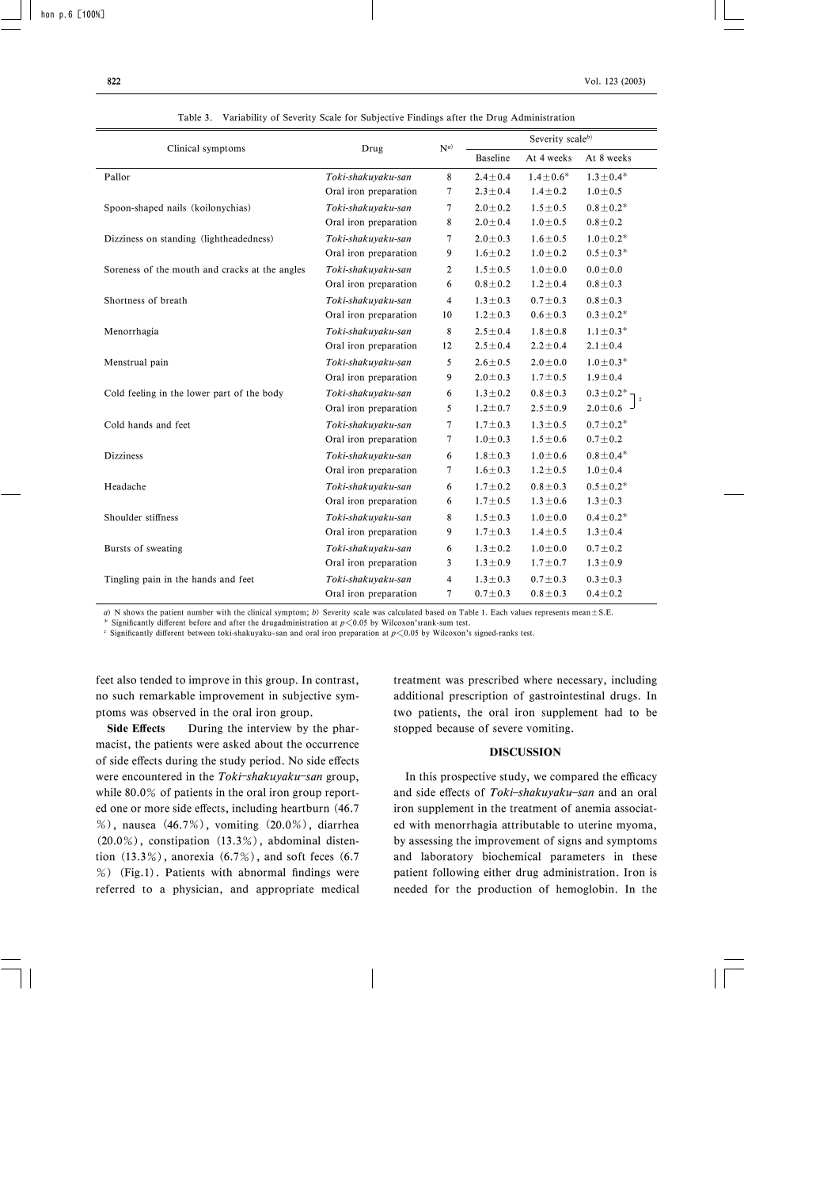Table 3. Variability of Severity Scale for Subjective Findings after the Drug Administration

| Clinical symptoms | Drug | N[a] | Severity scale[b] | | |
|---|---|---|---|---|---|
| | | | Baseline | At 4 weeks | At 8 weeks |
| Pallor | *Toki-shakuyaku-san* | 8 | 2.4±0.4 | 1.4±0.6* | 1.3±0.4* |
| | Oral iron preparation | 7 | 2.3±0.4 | 1.4±0.2 | 1.0±0.5 |
| Spoon-shaped nails (koilonychias) | *Toki-shakuyaku-san* | 7 | 2.0±0.2 | 1.5±0.5 | 0.8±0.2* |
| | Oral iron preparation | 8 | 2.0±0.4 | 1.0±0.5 | 0.8±0.2 |
| Dizziness on standing (lightheadedness) | *Toki-shakuyaku-san* | 7 | 2.0±0.3 | 1.6±0.5 | 1.0±0.2* |
| | Oral iron preparation | 9 | 1.6±0.2 | 1.0±0.2 | 0.5±0.3* |
| Soreness of the mouth and cracks at the angles | *Toki-shakuyaku-san* | 2 | 1.5±0.5 | 1.0±0.0 | 0.0±0.0 |
| | Oral iron preparation | 6 | 0.8±0.2 | 1.2±0.4 | 0.8±0.3 |
| Shortness of breath | *Toki-shakuyaku-san* | 4 | 1.3±0.3 | 0.7±0.3 | 0.8±0.3 |
| | Oral iron preparation | 10 | 1.2±0.3 | 0.6±0.3 | 0.3±0.2* |
| Menorrhagia | *Toki-shakuyaku-san* | 8 | 2.5±0.4 | 1.8±0.8 | 1.1±0.3* |
| | Oral iron preparation | 12 | 2.5±0.4 | 2.2±0.4 | 2.1±0.4 |
| Menstrual pain | *Toki-shakuyaku-san* | 5 | 2.6±0.5 | 2.0±0.0 | 1.0±0.3* |
| | Oral iron preparation | 9 | 2.0±0.3 | 1.7±0.5 | 1.9±0.4 |
| Cold feeling in the lower part of the body | *Toki-shakuyaku-san* | 6 | 1.3±0.2 | 0.8±0.3 | 0.3±0.2* ‡ |
| | Oral iron preparation | 5 | 1.2±0.7 | 2.5±0.9 | 2.0±0.6 ‡ |
| Cold hands and feet | *Toki-shakuyaku-san* | 7 | 1.7±0.3 | 1.3±0.5 | 0.7±0.2* |
| | Oral iron preparation | 7 | 1.0±0.3 | 1.5±0.6 | 0.7±0.2 |
| Dizziness | *Toki-shakuyaku-san* | 6 | 1.8±0.3 | 1.0±0.6 | 0.8±0.4* |
| | Oral iron preparation | 7 | 1.6±0.3 | 1.2±0.5 | 1.0±0.4 |
| Headache | *Toki-shakuyaku-san* | 6 | 1.7±0.2 | 0.8±0.3 | 0.5±0.2* |
| | Oral iron preparation | 6 | 1.7±0.5 | 1.3±0.6 | 1.3±0.3 |
| Shoulder stiffness | *Toki-shakuyaku-san* | 8 | 1.5±0.3 | 1.0±0.0 | 0.4±0.2* |
| | Oral iron preparation | 9 | 1.7±0.3 | 1.4±0.5 | 1.3±0.4 |
| Bursts of sweating | *Toki-shakuyaku-san* | 6 | 1.3±0.2 | 1.0±0.0 | 0.7±0.2 |
| | Oral iron preparation | 3 | 1.3±0.9 | 1.7±0.7 | 1.3±0.9 |
| Tingling pain in the hands and feet | *Toki-shakuyaku-san* | 4 | 1.3±0.3 | 0.7±0.3 | 0.3±0.3 |
| | Oral iron preparation | 7 | 0.7±0.3 | 0.8±0.3 | 0.4±0.2 |

*a*) N shows the patient number with the clinical symptom; *b*) Severity scale was calculated based on Table 1. Each values represents mean±S.E.
\* Significantly different before and after the drugadministration at $p<0.05$ by Wilcoxon'srank-sum test.
‡ Significantly different between toki-shakuyaku-san and oral iron preparation at $p<0.05$ by Wilcoxon's signed-ranks test.

feet also tended to improve in this group. In contrast, no such remarkable improvement in subjective symptoms was observed in the oral iron group.

**Side Effects** During the interview by the pharmacist, the patients were asked about the occurrence of side effects during the study period. No side effects were encountered in the *Toki–shakuyaku–san* group, while 80.0% of patients in the oral iron group reported one or more side effects, including heartburn (46.7%), nausea (46.7%), vomiting (20.0%), diarrhea (20.0%), constipation (13.3%), abdominal distention (13.3%), anorexia (6.7%), and soft feces (6.7%) (Fig.1). Patients with abnormal findings were referred to a physician, and appropriate medical treatment was prescribed where necessary, including additional prescription of gastrointestinal drugs. In two patients, the oral iron supplement had to be stopped because of severe vomiting.

## DISCUSSION

In this prospective study, we compared the efficacy and side effects of *Toki–shakuyaku–san* and an oral iron supplement in the treatment of anemia associated with menorrhagia attributable to uterine myoma, by assessing the improvement of signs and symptoms and laboratory biochemical parameters in these patient following either drug administration. Iron is needed for the production of hemoglobin. In the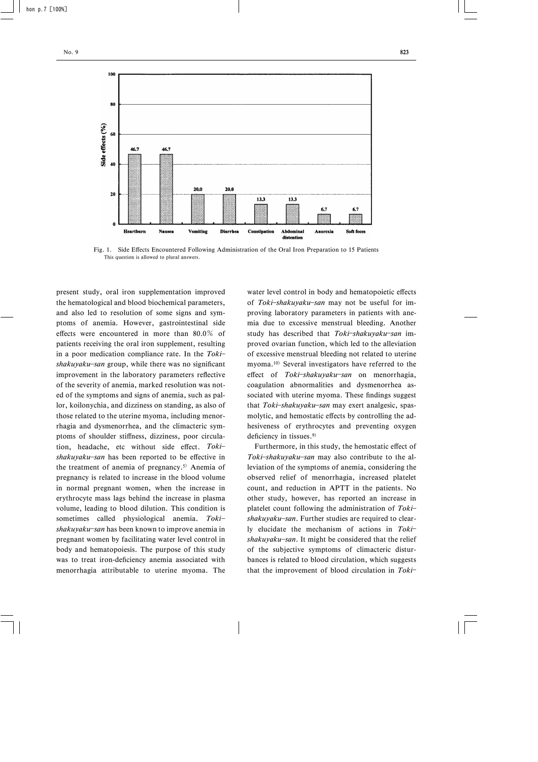Fig. 1. Side Effects Encountered Following Administration of the Oral Iron Preparation to 15 Patients
This question is allowed to plural answers.

present study, oral iron supplementation improved the hematological and blood biochemical parameters, and also led to resolution of some signs and symptoms of anemia. However, gastrointestinal side effects were encountered in more than 80.0% of patients receiving the oral iron supplement, resulting in a poor medication compliance rate. In the *Toki–shakuyaku–san* group, while there was no significant improvement in the laboratory parameters reflective of the severity of anemia, marked resolution was noted of the symptoms and signs of anemia, such as pallor, koilonychia, and dizziness on standing, as also of those related to the uterine myoma, including menorrhagia and dysmenorrhea, and the climacteric symptoms of shoulder stiffness, dizziness, poor circulation, headache, etc without side effect. *Toki–shakuyaku–san* has been reported to be effective in the treatment of anemia of pregnancy.[5] Anemia of pregnancy is related to increase in the blood volume in normal pregnant women, when the increase in erythrocyte mass lags behind the increase in plasma volume, leading to blood dilution. This condition is sometimes called physiological anemia. *Toki–shakuyaku–san* has been known to improve anemia in pregnant women by facilitating water level control in body and hematopoiesis. The purpose of this study was to treat iron-deficiency anemia associated with menorrhagia attributable to uterine myoma. The water level control in body and hematopoietic effects of *Toki–shakuyaku–san* may not be useful for improving laboratory parameters in patients with anemia due to excessive menstrual bleeding. Another study has described that *Toki–shakuyaku–san* improved ovarian function, which led to the alleviation of excessive menstrual bleeding not related to uterine myoma.[10] Several investigators have referred to the effect of *Toki–shakuyaku–san* on menorrhagia, coagulation abnormalities and dysmenorrhea associated with uterine myoma. These findings suggest that *Toki–shakuyaku–san* may exert analgesic, spasmolytic, and hemostatic effects by controlling the adhesiveness of erythrocytes and preventing oxygen deficiency in tissues.[9]

Furthermore, in this study, the hemostatic effect of *Toki–shakuyaku–san* may also contribute to the alleviation of the symptoms of anemia, considering the observed relief of menorrhagia, increased platelet count, and reduction in APTT in the patients. No other study, however, has reported an increase in platelet count following the administration of *Toki–shakuyaku–san*. Further studies are required to clearly elucidate the mechanism of actions in *Toki–shakuyaku–san*. It might be considered that the relief of the subjective symptoms of climacteric disturbances is related to blood circulation, which suggests that the improvement of blood circulation in *Toki–*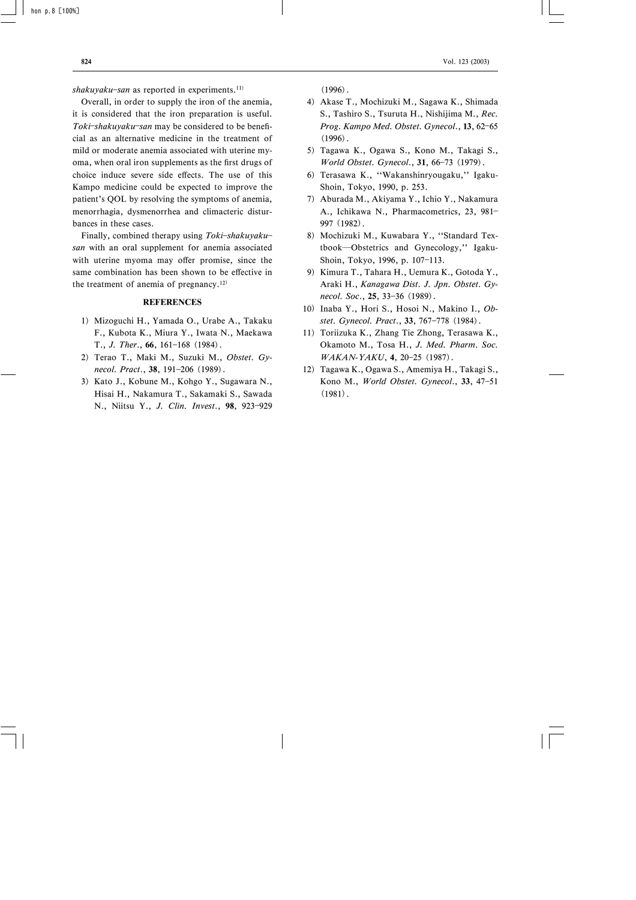*shakuyaku-san* as reported in experiments.[11)]

Overall, in order to supply the iron of the anemia, it is considered that the iron preparation is useful. *Toki-shakuyaku-san* may be considered to be beneficial as an alternative medicine in the treatment of mild or moderate anemia associated with uterine myoma, when oral iron supplements as the first drugs of choice induce severe side effects. The use of this Kampo medicine could be expected to improve the patient's QOL by resolving the symptoms of anemia, menorrhagia, dysmenorrhea and climacteric disturbances in these cases.

Finally, combined therapy using *Toki-shakuyaku-san* with an oral supplement for anemia associated with uterine myoma may offer promise, since the same combination has been shown to be effective in the treatment of anemia of pregnancy.[12)]

## REFERENCES

1) Mizoguchi H., Yamada O., Urabe A., Takaku F., Kubota K., Miura Y., Iwata N., Maekawa T., *J. Ther.*, **66**, 161–168 (1984).
2) Terao T., Maki M., Suzuki M., *Obstet. Gynecol. Pract.*, **38**, 191–206 (1989).
3) Kato J., Kobune M., Kohgo Y., Sugawara N., Hisai H., Nakamura T., Sakamaki S., Sawada N., Niitsu Y., *J. Clin. Invest.*, **98**, 923–929 (1996).
4) Akase T., Mochizuki M., Sagawa K., Shimada S., Tashiro S., Tsuruta H., Nishijima M., *Rec. Prog. Kampo Med. Obstet. Gynecol.*, **13**, 62–65 (1996).
5) Tagawa K., Ogawa S., Kono M., Takagi S., *World Obstet. Gynecol.*, **31**, 66–73 (1979).
6) Terasawa K., ''Wakanshinryougaku,'' Igaku-Shoin, Tokyo, 1990, p. 253.
7) Aburada M., Akiyama Y., Ichio Y., Nakamura A., Ichikawa N., Pharmacometrics, 23, 981–997 (1982).
8) Mochizuki M., Kuwabara Y., ''Standard Textbook—Obstetrics and Gynecology,'' Igaku-Shoin, Tokyo, 1996, p. 107–113.
9) Kimura T., Tahara H., Uemura K., Gotoda Y., Araki H., *Kanagawa Dist. J. Jpn. Obstet. Gynecol. Soc.*, **25**, 33–36 (1989).
10) Inaba Y., Hori S., Hosoi N., Makino I., *Obstet. Gynecol. Pract.*, **33**, 767–778 (1984).
11) Toriizuka K., Zhang Tie Zhong, Terasawa K., Okamoto M., Tosa H., *J. Med. Pharm. Soc. WAKAN-YAKU*, **4**, 20–25 (1987).
12) Tagawa K., Ogawa S., Amemiya H., Takagi S., Kono M., *World Obstet. Gynecol.*, **33**, 47–51 (1981).